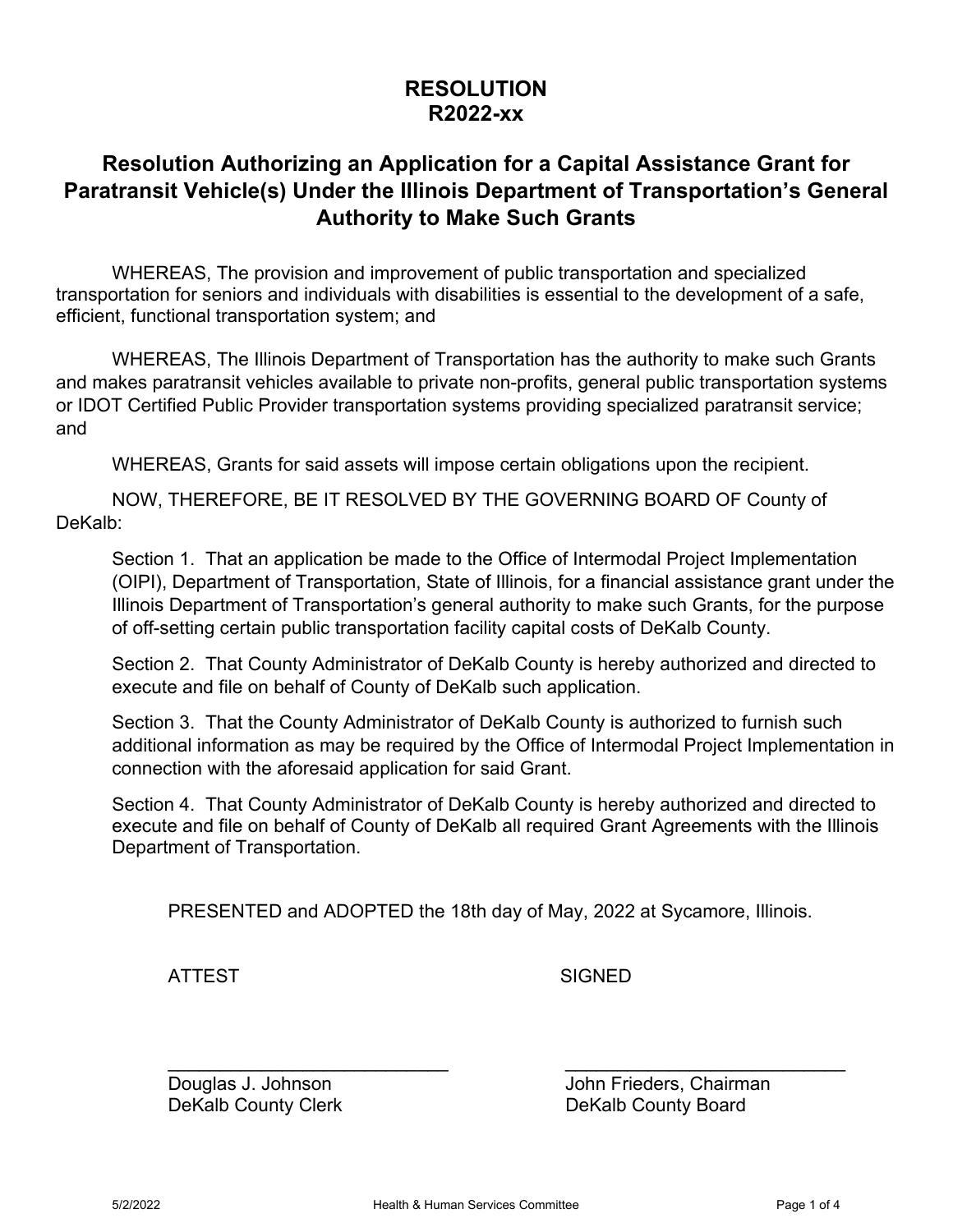# RESOLUTION
# R2022-xx

## Resolution Authorizing an Application for a Capital Assistance Grant for Paratransit Vehicle(s) Under the Illinois Department of Transportation's General Authority to Make Such Grants

WHEREAS, The provision and improvement of public transportation and specialized transportation for seniors and individuals with disabilities is essential to the development of a safe, efficient, functional transportation system; and

WHEREAS, The Illinois Department of Transportation has the authority to make such Grants and makes paratransit vehicles available to private non-profits, general public transportation systems or IDOT Certified Public Provider transportation systems providing specialized paratransit service; and

WHEREAS, Grants for said assets will impose certain obligations upon the recipient.

NOW, THEREFORE, BE IT RESOLVED BY THE GOVERNING BOARD OF County of DeKalb:

Section 1. That an application be made to the Office of Intermodal Project Implementation (OIPI), Department of Transportation, State of Illinois, for a financial assistance grant under the Illinois Department of Transportation's general authority to make such Grants, for the purpose of off-setting certain public transportation facility capital costs of DeKalb County.

Section 2. That County Administrator of DeKalb County is hereby authorized and directed to execute and file on behalf of County of DeKalb such application.

Section 3. That the County Administrator of DeKalb County is authorized to furnish such additional information as may be required by the Office of Intermodal Project Implementation in connection with the aforesaid application for said Grant.

Section 4. That County Administrator of DeKalb County is hereby authorized and directed to execute and file on behalf of County of DeKalb all required Grant Agreements with the Illinois Department of Transportation.

PRESENTED and ADOPTED the 18th day of May, 2022 at Sycamore, Illinois.

| ATTEST | SIGNED |
|---|---|
| \_\_\_\_\_\_\_\_\_\_\_\_\_\_\_\_\_\_\_\_\_\_\_\_\_\_\_\_\_\_ | \_\_\_\_\_\_\_\_\_\_\_\_\_\_\_\_\_\_\_\_\_\_\_\_\_\_\_\_\_\_ |
| Douglas J. Johnson<br>DeKalb County Clerk | John Frieders, Chairman<br>DeKalb County Board |

5/2/2022 Health & Human Services Committee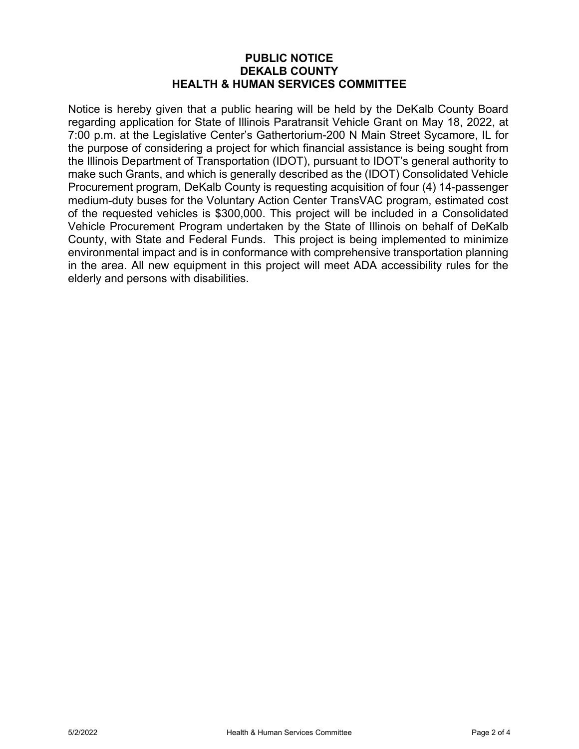**PUBLIC NOTICE**
**DEKALB COUNTY**
**HEALTH & HUMAN SERVICES COMMITTEE**

Notice is hereby given that a public hearing will be held by the DeKalb County Board regarding application for State of Illinois Paratransit Vehicle Grant on May 18, 2022, at 7:00 p.m. at the Legislative Center's Gathertorium-200 N Main Street Sycamore, IL for the purpose of considering a project for which financial assistance is being sought from the Illinois Department of Transportation (IDOT), pursuant to IDOT's general authority to make such Grants, and which is generally described as the (IDOT) Consolidated Vehicle Procurement program, DeKalb County is requesting acquisition of four (4) 14-passenger medium-duty buses for the Voluntary Action Center TransVAC program, estimated cost of the requested vehicles is $300,000. This project will be included in a Consolidated Vehicle Procurement Program undertaken by the State of Illinois on behalf of DeKalb County, with State and Federal Funds. This project is being implemented to minimize environmental impact and is in conformance with comprehensive transportation planning in the area. All new equipment in this project will meet ADA accessibility rules for the elderly and persons with disabilities.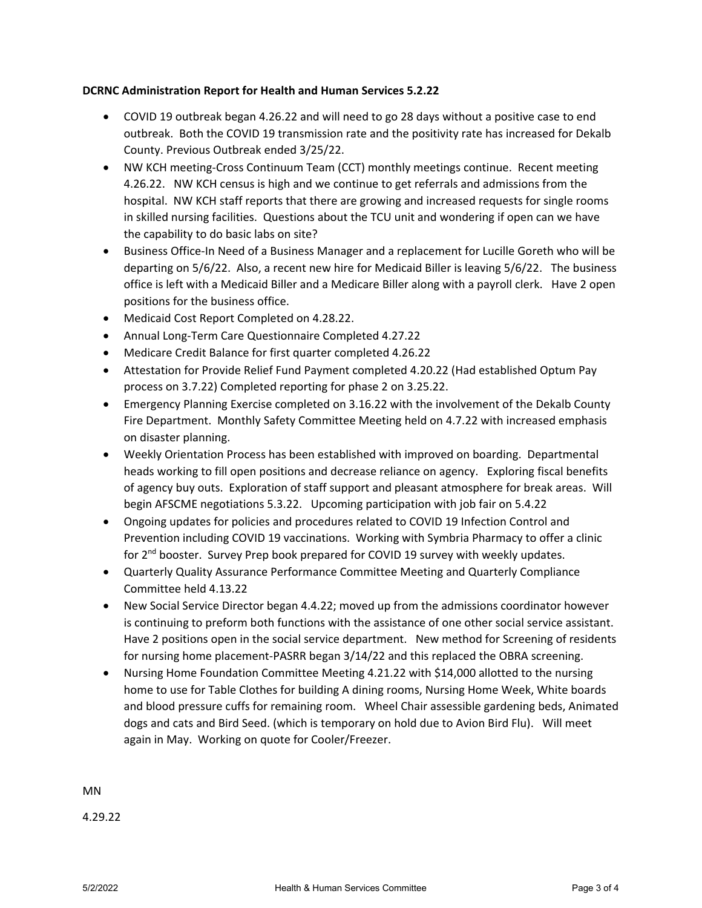**DCRNC Administration Report for Health and Human Services 5.2.22**

- COVID 19 outbreak began 4.26.22 and will need to go 28 days without a positive case to end outbreak. Both the COVID 19 transmission rate and the positivity rate has increased for Dekalb County. Previous Outbreak ended 3/25/22.
- NW KCH meeting-Cross Continuum Team (CCT) monthly meetings continue. Recent meeting 4.26.22. NW KCH census is high and we continue to get referrals and admissions from the hospital. NW KCH staff reports that there are growing and increased requests for single rooms in skilled nursing facilities. Questions about the TCU unit and wondering if open can we have the capability to do basic labs on site?
- Business Office-In Need of a Business Manager and a replacement for Lucille Goreth who will be departing on 5/6/22. Also, a recent new hire for Medicaid Biller is leaving 5/6/22. The business office is left with a Medicaid Biller and a Medicare Biller along with a payroll clerk. Have 2 open positions for the business office.
- Medicaid Cost Report Completed on 4.28.22.
- Annual Long-Term Care Questionnaire Completed 4.27.22
- Medicare Credit Balance for first quarter completed 4.26.22
- Attestation for Provide Relief Fund Payment completed 4.20.22 (Had established Optum Pay process on 3.7.22) Completed reporting for phase 2 on 3.25.22.
- Emergency Planning Exercise completed on 3.16.22 with the involvement of the Dekalb County Fire Department. Monthly Safety Committee Meeting held on 4.7.22 with increased emphasis on disaster planning.
- Weekly Orientation Process has been established with improved on boarding. Departmental heads working to fill open positions and decrease reliance on agency. Exploring fiscal benefits of agency buy outs. Exploration of staff support and pleasant atmosphere for break areas. Will begin AFSCME negotiations 5.3.22. Upcoming participation with job fair on 5.4.22
- Ongoing updates for policies and procedures related to COVID 19 Infection Control and Prevention including COVID 19 vaccinations. Working with Symbria Pharmacy to offer a clinic for 2nd booster. Survey Prep book prepared for COVID 19 survey with weekly updates.
- Quarterly Quality Assurance Performance Committee Meeting and Quarterly Compliance Committee held 4.13.22
- New Social Service Director began 4.4.22; moved up from the admissions coordinator however is continuing to preform both functions with the assistance of one other social service assistant. Have 2 positions open in the social service department. New method for Screening of residents for nursing home placement-PASRR began 3/14/22 and this replaced the OBRA screening.
- Nursing Home Foundation Committee Meeting 4.21.22 with $14,000 allotted to the nursing home to use for Table Clothes for building A dining rooms, Nursing Home Week, White boards and blood pressure cuffs for remaining room. Wheel Chair assessible gardening beds, Animated dogs and cats and Bird Seed. (which is temporary on hold due to Avion Bird Flu). Will meet again in May. Working on quote for Cooler/Freezer.

MN

4.29.22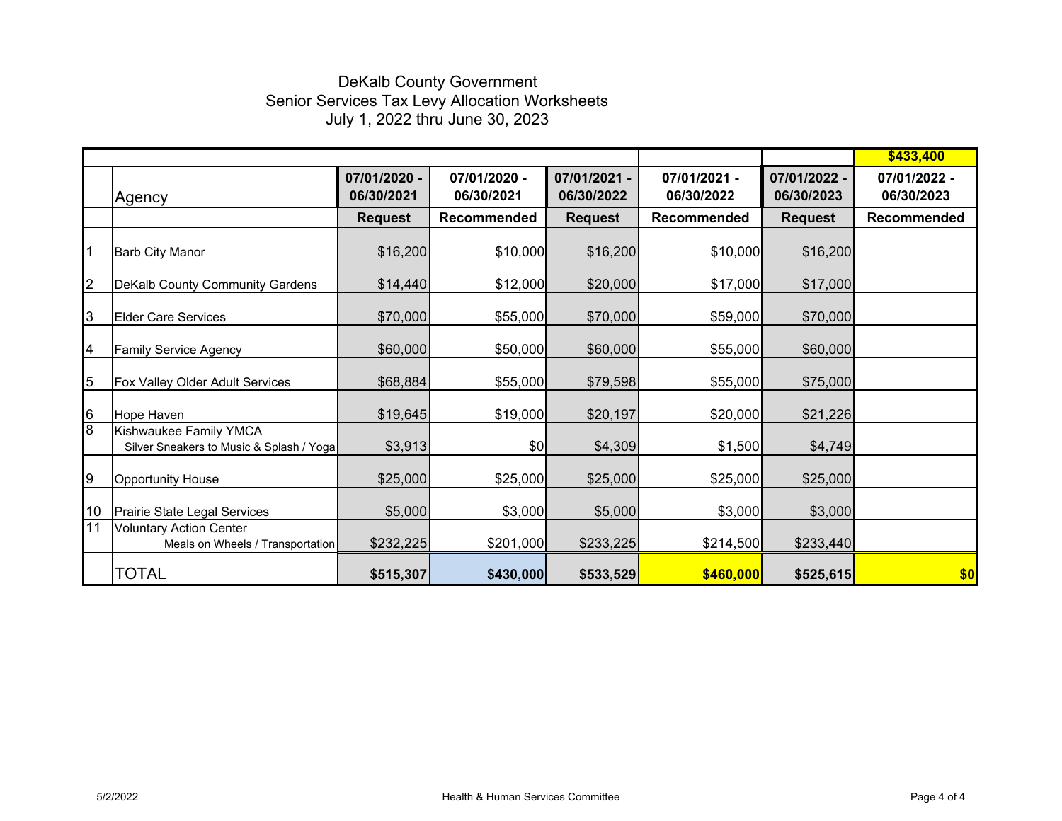DeKalb County Government
Senior Services Tax Levy Allocation Worksheets
July 1, 2022 thru June 30, 2023

| | | | | | | | $433,400 |
|---|---|---|---|---|---|---|---|
| | Agency | 07/01/2020 - 06/30/2021 | 07/01/2020 - 06/30/2021 | 07/01/2021 - 06/30/2022 | 07/01/2021 - 06/30/2022 | 07/01/2022 - 06/30/2023 | 07/01/2022 - 06/30/2023 |
| | | **Request** | **Recommended** | **Request** | **Recommended** | **Request** | **Recommended** |
| 1 | Barb City Manor | $16,200 | $10,000 | $16,200 | $10,000 | $16,200 | |
| 2 | DeKalb County Community Gardens | $14,440 | $12,000 | $20,000 | $17,000 | $17,000 | |
| 3 | Elder Care Services | $70,000 | $55,000 | $70,000 | $59,000 | $70,000 | |
| 4 | Family Service Agency | $60,000 | $50,000 | $60,000 | $55,000 | $60,000 | |
| 5 | Fox Valley Older Adult Services | $68,884 | $55,000 | $79,598 | $55,000 | $75,000 | |
| 6 | Hope Haven | $19,645 | $19,000 | $20,197 | $20,000 | $21,226 | |
| 8 | Kishwaukee Family YMCA<br>Silver Sneakers to Music & Splash / Yoga | $3,913 | $0 | $4,309 | $1,500 | $4,749 | |
| 9 | Opportunity House | $25,000 | $25,000 | $25,000 | $25,000 | $25,000 | |
| 10 | Prairie State Legal Services | $5,000 | $3,000 | $5,000 | $3,000 | $3,000 | |
| 11 | Voluntary Action Center<br>Meals on Wheels / Transportation | $232,225 | $201,000 | $233,225 | $214,500 | $233,440 | |
| | TOTAL | **$515,307** | **$430,000** | **$533,529** | **$460,000** | **$525,615** | **$0** |

5/2/2022 Health & Human Services Committee